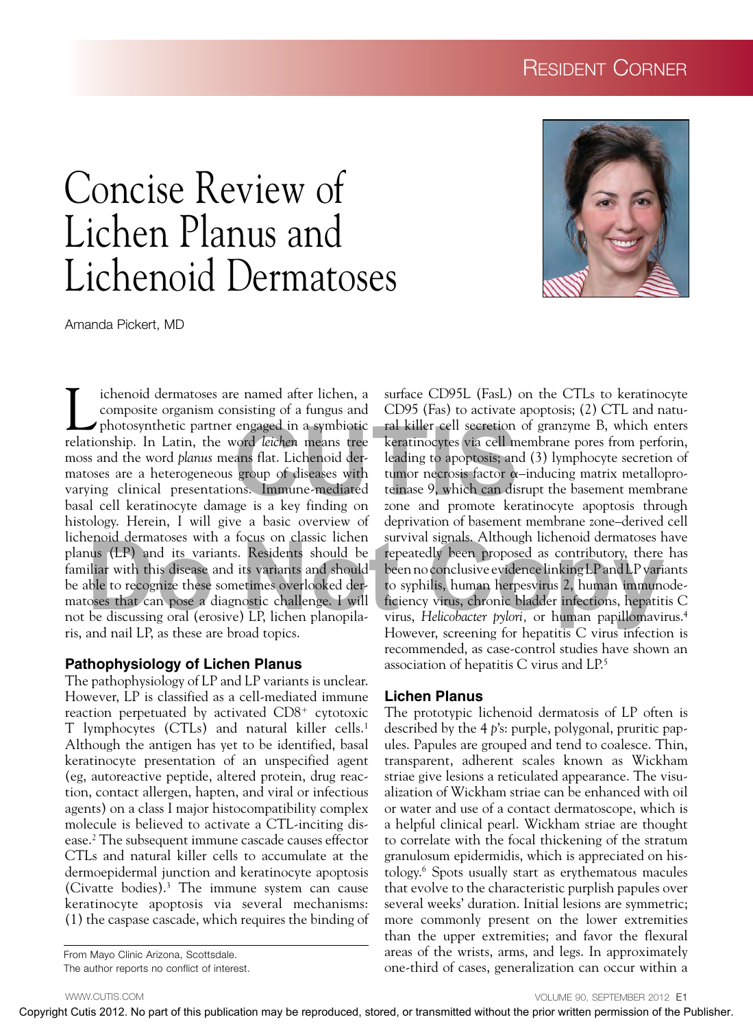Resident Corner

# Concise Review of Lichen Planus and Lichenoid Dermatoses

Amanda Pickert, MD

Lichenoid dermatoses are named after lichen, a composite organism consisting of a fungus and photosynthetic partner engaged in a symbiotic relationship. In Latin, the word *leichen* means tree moss and the word *planus* means flat. Lichenoid dermatoses are a heterogeneous group of diseases with varying clinical presentations. Immune-mediated basal cell keratinocyte damage is a key finding on histology. Herein, I will give a basic overview of lichenoid dermatoses with a focus on classic lichen planus (LP) and its variants. Residents should be familiar with this disease and its variants and should be able to recognize these sometimes overlooked dermatoses that can pose a diagnostic challenge. I will not be discussing oral (erosive) LP, lichen planopilaris, and nail LP, as these are broad topics.

## Pathophysiology of Lichen Planus

The pathophysiology of LP and LP variants is unclear. However, LP is classified as a cell-mediated immune reaction perpetuated by activated CD8+ cytotoxic T lymphocytes (CTLs) and natural killer cells.[1] Although the antigen has yet to be identified, basal keratinocyte presentation of an unspecified agent (eg, autoreactive peptide, altered protein, drug reaction, contact allergen, hapten, and viral or infectious agents) on a class I major histocompatibility complex molecule is believed to activate a CTL-inciting disease.[2] The subsequent immune cascade causes effector CTLs and natural killer cells to accumulate at the dermoepidermal junction and keratinocyte apoptosis (Civatte bodies).[3] The immune system can cause keratinocyte apoptosis via several mechanisms: (1) the caspase cascade, which requires the binding of surface CD95L (FasL) on the CTLs to keratinocyte CD95 (Fas) to activate apoptosis; (2) CTL and natural killer cell secretion of granzyme B, which enters keratinocytes via cell membrane pores from perforin, leading to apoptosis; and (3) lymphocyte secretion of tumor necrosis factor α–inducing matrix metalloproteinase 9, which can disrupt the basement membrane zone and promote keratinocyte apoptosis through deprivation of basement membrane zone–derived cell survival signals. Although lichenoid dermatoses have repeatedly been proposed as contributory, there has been no conclusive evidence linking LP and LP variants to syphilis, human herpesvirus 2, human immunodeficiency virus, chronic bladder infections, hepatitis C virus, *Helicobacter pylori*, or human papillomavirus.[4] However, screening for hepatitis C virus infection is recommended, as case-control studies have shown an association of hepatitis C virus and LP.[5]

## Lichen Planus

The prototypic lichenoid dermatosis of LP often is described by the 4 *p*'s: purple, polygonal, pruritic papules. Papules are grouped and tend to coalesce. Thin, transparent, adherent scales known as Wickham striae give lesions a reticulated appearance. The visualization of Wickham striae can be enhanced with oil or water and use of a contact dermatoscope, which is a helpful clinical pearl. Wickham striae are thought to correlate with the focal thickening of the stratum granulosum epidermidis, which is appreciated on histology.[6] Spots usually start as erythematous macules that evolve to the characteristic purplish papules over several weeks' duration. Initial lesions are symmetric; more commonly present on the lower extremities than the upper extremities; and favor the flexural areas of the wrists, arms, and legs. In approximately one-third of cases, generalization can occur within a

From Mayo Clinic Arizona, Scottsdale.
The author reports no conflict of interest.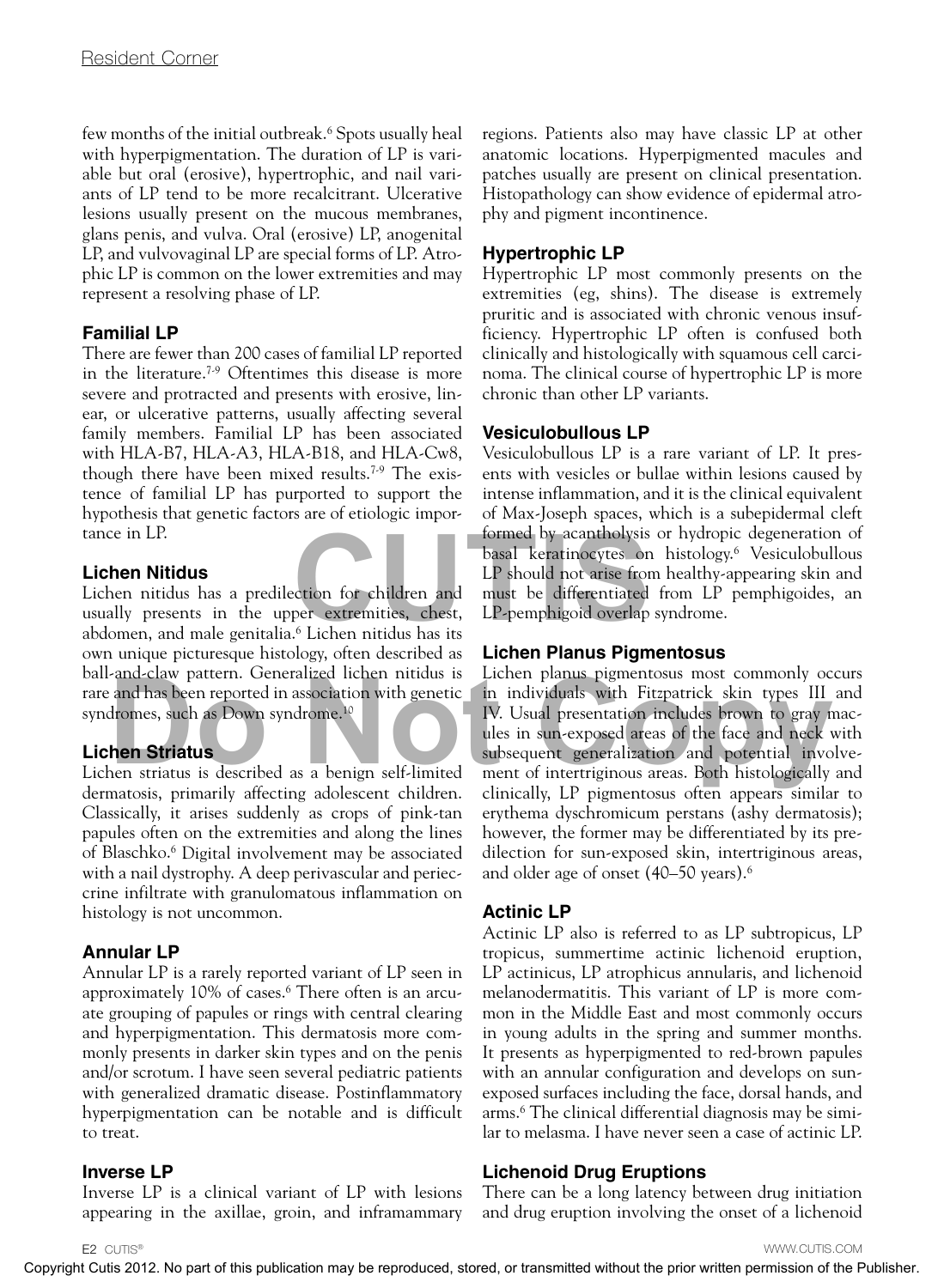few months of the initial outbreak.[6] Spots usually heal with hyperpigmentation. The duration of LP is variable but oral (erosive), hypertrophic, and nail variants of LP tend to be more recalcitrant. Ulcerative lesions usually present on the mucous membranes, glans penis, and vulva. Oral (erosive) LP, anogenital LP, and vulvovaginal LP are special forms of LP. Atrophic LP is common on the lower extremities and may represent a resolving phase of LP.

### Familial LP

There are fewer than 200 cases of familial LP reported in the literature.[7-9] Oftentimes this disease is more severe and protracted and presents with erosive, linear, or ulcerative patterns, usually affecting several family members. Familial LP has been associated with HLA-B7, HLA-A3, HLA-B18, and HLA-Cw8, though there have been mixed results.[7-9] The existence of familial LP has purported to support the hypothesis that genetic factors are of etiologic importance in LP.

### Lichen Nitidus

Lichen nitidus has a predilection for children and usually presents in the upper extremities, chest, abdomen, and male genitalia.[6] Lichen nitidus has its own unique picturesque histology, often described as ball-and-claw pattern. Generalized lichen nitidus is rare and has been reported in association with genetic syndromes, such as Down syndrome.[10]

### Lichen Striatus

Lichen striatus is described as a benign self-limited dermatosis, primarily affecting adolescent children. Classically, it arises suddenly as crops of pink-tan papules often on the extremities and along the lines of Blaschko.[6] Digital involvement may be associated with a nail dystrophy. A deep perivascular and perieccrine infiltrate with granulomatous inflammation on histology is not uncommon.

### Annular LP

Annular LP is a rarely reported variant of LP seen in approximately 10% of cases.[6] There often is an arcuate grouping of papules or rings with central clearing and hyperpigmentation. This dermatosis more commonly presents in darker skin types and on the penis and/or scrotum. I have seen several pediatric patients with generalized dramatic disease. Postinflammatory hyperpigmentation can be notable and is difficult to treat.

### Inverse LP

Inverse LP is a clinical variant of LP with lesions appearing in the axillae, groin, and inframammary regions. Patients also may have classic LP at other anatomic locations. Hyperpigmented macules and patches usually are present on clinical presentation. Histopathology can show evidence of epidermal atrophy and pigment incontinence.

### Hypertrophic LP

Hypertrophic LP most commonly presents on the extremities (eg, shins). The disease is extremely pruritic and is associated with chronic venous insufficiency. Hypertrophic LP often is confused both clinically and histologically with squamous cell carcinoma. The clinical course of hypertrophic LP is more chronic than other LP variants.

### Vesiculobullous LP

Vesiculobullous LP is a rare variant of LP. It presents with vesicles or bullae within lesions caused by intense inflammation, and it is the clinical equivalent of Max-Joseph spaces, which is a subepidermal cleft formed by acantholysis or hydropic degeneration of basal keratinocytes on histology.[6] Vesiculobullous LP should not arise from healthy-appearing skin and must be differentiated from LP pemphigoides, an LP-pemphigoid overlap syndrome.

### Lichen Planus Pigmentosus

Lichen planus pigmentosus most commonly occurs in individuals with Fitzpatrick skin types III and IV. Usual presentation includes brown to gray macules in sun-exposed areas of the face and neck with subsequent generalization and potential involvement of intertriginous areas. Both histologically and clinically, LP pigmentosus often appears similar to erythema dyschromicum perstans (ashy dermatosis); however, the former may be differentiated by its predilection for sun-exposed skin, intertriginous areas, and older age of onset (40–50 years).[6]

### Actinic LP

Actinic LP also is referred to as LP subtropicus, LP tropicus, summertime actinic lichenoid eruption, LP actinicus, LP atrophicus annularis, and lichenoid melanodermatitis. This variant of LP is more common in the Middle East and most commonly occurs in young adults in the spring and summer months. It presents as hyperpigmented to red-brown papules with an annular configuration and develops on sun-exposed surfaces including the face, dorsal hands, and arms.[6] The clinical differential diagnosis may be similar to melasma. I have never seen a case of actinic LP.

### Lichenoid Drug Eruptions

There can be a long latency between drug initiation and drug eruption involving the onset of a lichenoid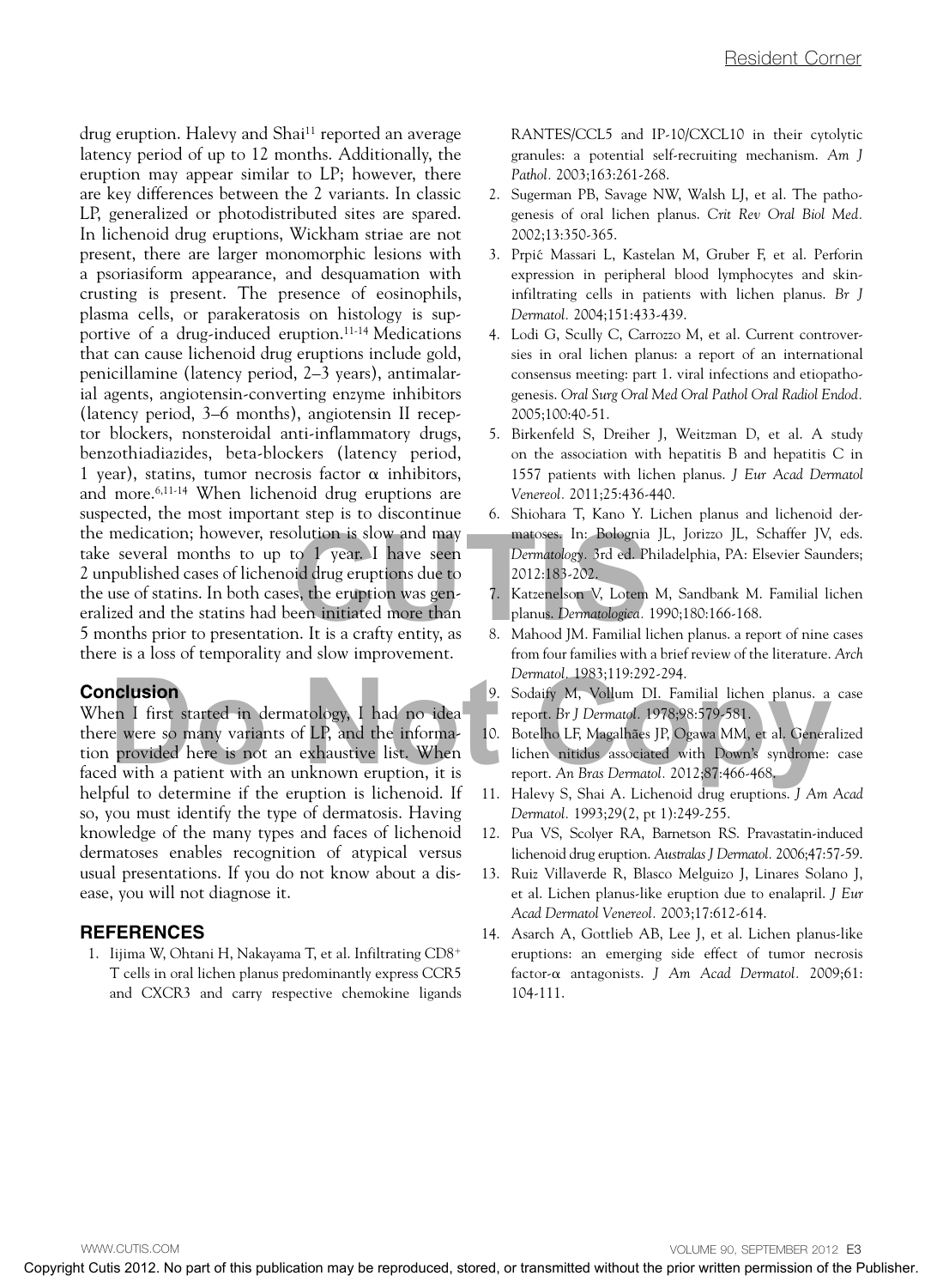drug eruption. Halevy and Shai[11] reported an average latency period of up to 12 months. Additionally, the eruption may appear similar to LP; however, there are key differences between the 2 variants. In classic LP, generalized or photodistributed sites are spared. In lichenoid drug eruptions, Wickham striae are not present, there are larger monomorphic lesions with a psoriasiform appearance, and desquamation with crusting is present. The presence of eosinophils, plasma cells, or parakeratosis on histology is supportive of a drug-induced eruption.[11-14] Medications that can cause lichenoid drug eruptions include gold, penicillamine (latency period, 2–3 years), antimalarial agents, angiotensin-converting enzyme inhibitors (latency period, 3–6 months), angiotensin II receptor blockers, nonsteroidal anti-inflammatory drugs, benzothiadiazides, beta-blockers (latency period, 1 year), statins, tumor necrosis factor α inhibitors, and more.[6,11-14] When lichenoid drug eruptions are suspected, the most important step is to discontinue the medication; however, resolution is slow and may take several months to up to 1 year. I have seen 2 unpublished cases of lichenoid drug eruptions due to the use of statins. In both cases, the eruption was generalized and the statins had been initiated more than 5 months prior to presentation. It is a crafty entity, as there is a loss of temporality and slow improvement.

## Conclusion

When I first started in dermatology, I had no idea there were so many variants of LP, and the information provided here is not an exhaustive list. When faced with a patient with an unknown eruption, it is helpful to determine if the eruption is lichenoid. If so, you must identify the type of dermatosis. Having knowledge of the many types and faces of lichenoid dermatoses enables recognition of atypical versus usual presentations. If you do not know about a disease, you will not diagnose it.

## REFERENCES

1. Iijima W, Ohtani H, Nakayama T, et al. Infiltrating CD8+ T cells in oral lichen planus predominantly express CCR5 and CXCR3 and carry respective chemokine ligands RANTES/CCL5 and IP-10/CXCL10 in their cytolytic granules: a potential self-recruiting mechanism. *Am J Pathol.* 2003;163:261-268.
2. Sugerman PB, Savage NW, Walsh LJ, et al. The pathogenesis of oral lichen planus. *Crit Rev Oral Biol Med.* 2002;13:350-365.
3. Prpić Massari L, Kastelan M, Gruber F, et al. Perforin expression in peripheral blood lymphocytes and skin-infiltrating cells in patients with lichen planus. *Br J Dermatol.* 2004;151:433-439.
4. Lodi G, Scully C, Carrozzo M, et al. Current controversies in oral lichen planus: a report of an international consensus meeting: part 1. viral infections and etiopathogenesis. *Oral Surg Oral Med Oral Pathol Oral Radiol Endod.* 2005;100:40-51.
5. Birkenfeld S, Dreiher J, Weitzman D, et al. A study on the association with hepatitis B and hepatitis C in 1557 patients with lichen planus. *J Eur Acad Dermatol Venereol.* 2011;25:436-440.
6. Shiohara T, Kano Y. Lichen planus and lichenoid dermatoses. In: Bolognia JL, Jorizzo JL, Schaffer JV, eds. *Dermatology*. 3rd ed. Philadelphia, PA: Elsevier Saunders; 2012:183-202.
7. Katzenelson V, Lotem M, Sandbank M. Familial lichen planus. *Dermatologica.* 1990;180:166-168.
8. Mahood JM. Familial lichen planus. a report of nine cases from four families with a brief review of the literature. *Arch Dermatol.* 1983;119:292-294.
9. Sodaify M, Vollum DI. Familial lichen planus. a case report. *Br J Dermatol.* 1978;98:579-581.
10. Botelho LF, Magalhães JP, Ogawa MM, et al. Generalized lichen nitidus associated with Down's syndrome: case report. *An Bras Dermatol.* 2012;87:466-468.
11. Halevy S, Shai A. Lichenoid drug eruptions. *J Am Acad Dermatol.* 1993;29(2, pt 1):249-255.
12. Pua VS, Scolyer RA, Barnetson RS. Pravastatin-induced lichenoid drug eruption. *Australas J Dermatol.* 2006;47:57-59.
13. Ruiz Villaverde R, Blasco Melguizo J, Linares Solano J, et al. Lichen planus-like eruption due to enalapril. *J Eur Acad Dermatol Venereol.* 2003;17:612-614.
14. Asarch A, Gottlieb AB, Lee J, et al. Lichen planus-like eruptions: an emerging side effect of tumor necrosis factor-α antagonists. *J Am Acad Dermatol.* 2009;61:104-111.